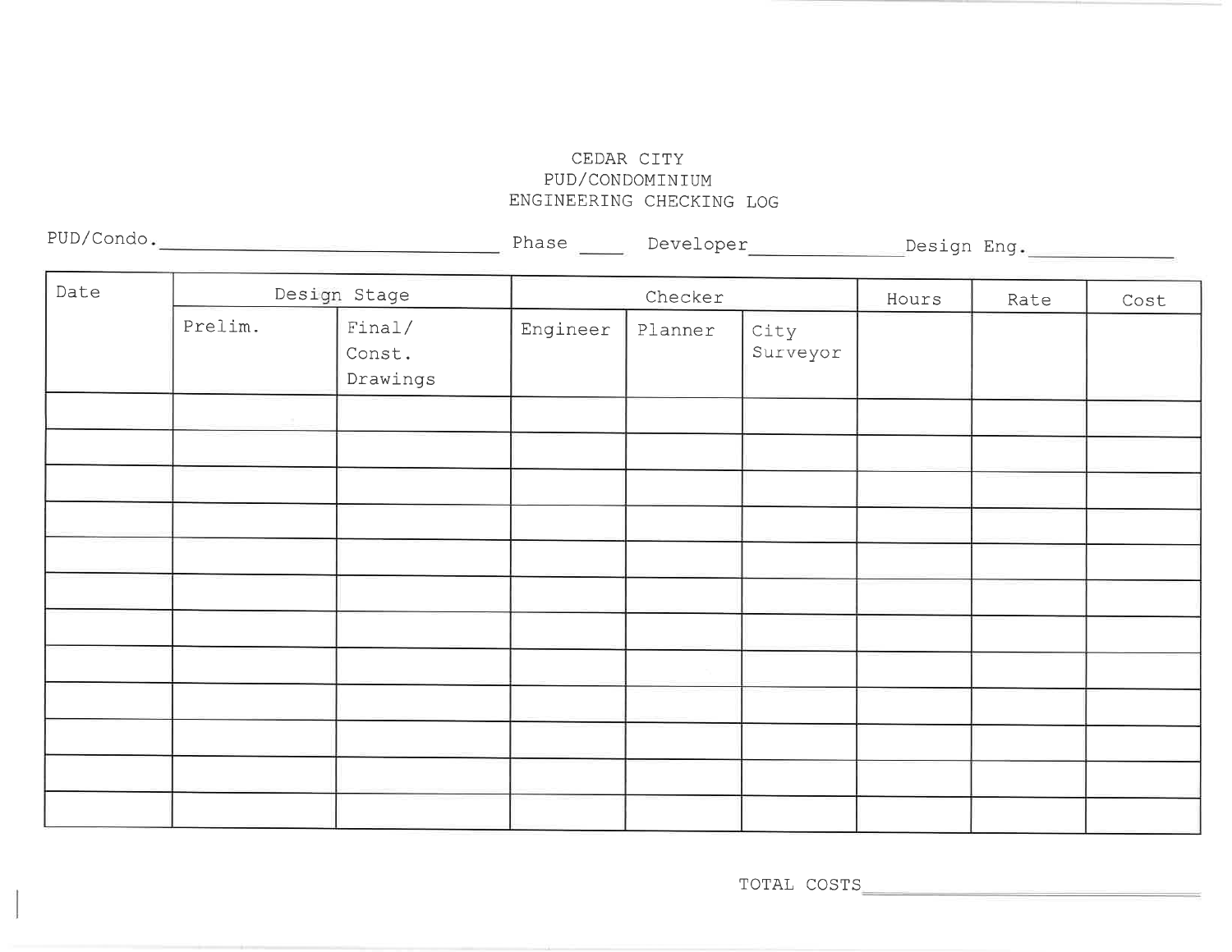CEDAR CITY
PUD/CONDOMINIUM
ENGINEERING CHECKING LOG

PUD/Condo.________________________ Phase ____ Developer______________ Design Eng.______________

| Date | Design Stage | | Checker | | | Hours | Rate | Cost |
|---|---|---|---|---|---|---|---|---|
| | Prelim. | Final/ Const. Drawings | Engineer | Planner | City Surveyor | | | |
| | | | | | | | | |
| | | | | | | | | |
| | | | | | | | | |
| | | | | | | | | |
| | | | | | | | | |
| | | | | | | | | |
| | | | | | | | | |
| | | | | | | | | |
| | | | | | | | | |
| | | | | | | | | |
| | | | | | | | | |
| | | | | | | | | |

TOTAL COSTS______________________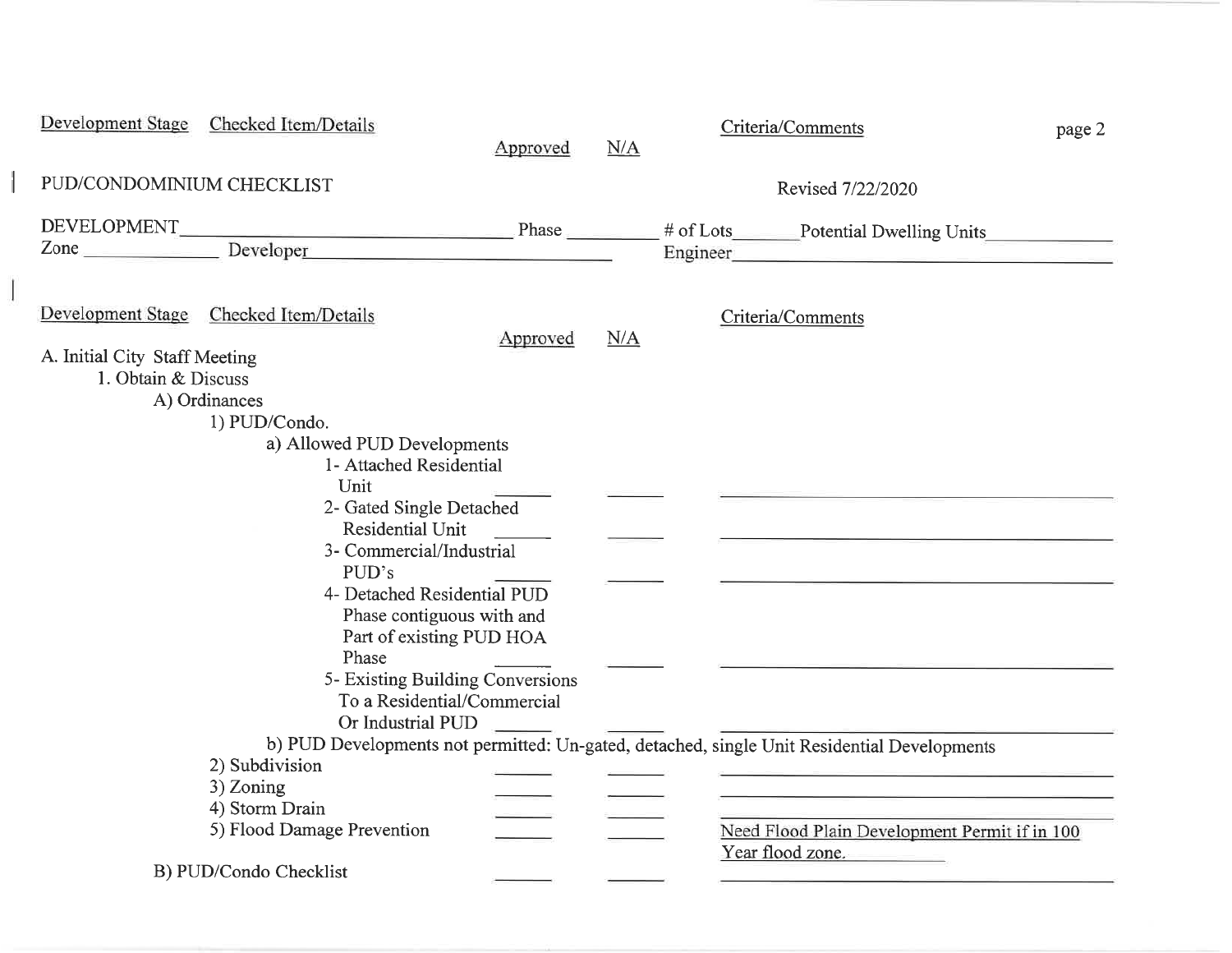| Development Stage | Checked Item/Details | Approved | N/A | Criteria/Comments |
|---|---|---|---|---|

# PUD/CONDOMINIUM CHECKLIST

Revised 7/22/2020

DEVELOPMENT\_\_\_\_\_\_\_\_\_\_\_\_\_\_\_\_\_\_ Phase \_\_\_\_\_\_\_ # of Lots\_\_\_\_\_\_ Potential Dwelling Units\_\_\_\_\_\_\_\_\_\_

Zone \_\_\_\_\_\_\_\_\_\_ Developer\_\_\_\_\_\_\_\_\_\_\_\_\_\_\_\_\_\_ Engineer\_\_\_\_\_\_\_\_\_\_\_\_\_\_\_\_\_\_

| Development Stage / Checked Item/Details | Approved | N/A | Criteria/Comments |
|---|---|---|---|
| A. Initial City Staff Meeting | | | |
| 1. Obtain & Discuss | | | |
| A) Ordinances | | | |
| 1) PUD/Condo. | | | |
| a) Allowed PUD Developments | | | |
| 1- Attached Residential Unit | \_\_\_\_\_\_ | \_\_\_\_\_\_ | |
| 2- Gated Single Detached Residential Unit | \_\_\_\_\_\_ | \_\_\_\_\_\_ | |
| 3- Commercial/Industrial PUD's | \_\_\_\_\_\_ | \_\_\_\_\_\_ | |
| 4- Detached Residential PUD Phase contiguous with and Part of existing PUD HOA Phase | \_\_\_\_\_\_ | \_\_\_\_\_\_ | |
| 5- Existing Building Conversions To a Residential/Commercial Or Industrial PUD | \_\_\_\_\_\_ | \_\_\_\_\_\_ | |
| b) PUD Developments not permitted: Un-gated, detached, single Unit Residential Developments | | | |
| 2) Subdivision | \_\_\_\_\_\_ | \_\_\_\_\_\_ | |
| 3) Zoning | \_\_\_\_\_\_ | \_\_\_\_\_\_ | |
| 4) Storm Drain | \_\_\_\_\_\_ | \_\_\_\_\_\_ | |
| 5) Flood Damage Prevention | \_\_\_\_\_\_ | \_\_\_\_\_\_ | Need Flood Plain Development Permit if in 100 Year flood zone. |
| B) PUD/Condo Checklist | \_\_\_\_\_\_ | \_\_\_\_\_\_ | |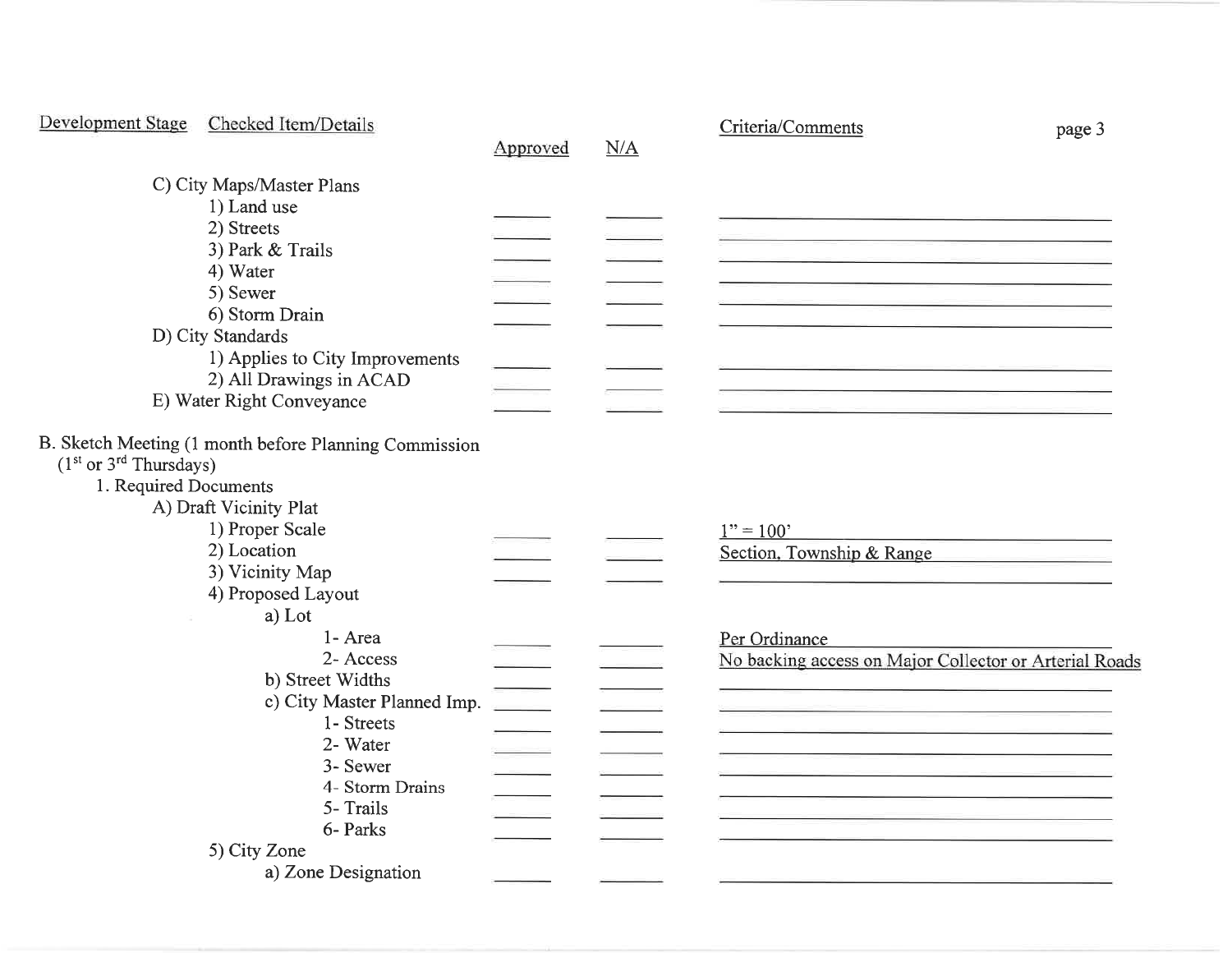| Development Stage / Checked Item/Details | Approved | N/A | Criteria/Comments |
|---|---|---|---|
| C) City Maps/Master Plans | | | |
| 1) Land use | ______ | ______ | |
| 2) Streets | ______ | ______ | |
| 3) Park & Trails | ______ | ______ | |
| 4) Water | ______ | ______ | |
| 5) Sewer | ______ | ______ | |
| 6) Storm Drain | ______ | ______ | |
| D) City Standards | | | |
| 1) Applies to City Improvements | ______ | ______ | |
| 2) All Drawings in ACAD | ______ | ______ | |
| E) Water Right Conveyance | ______ | ______ | |
| B. Sketch Meeting (1 month before Planning Commission (1st or 3rd Thursdays) | | | |
| 1. Required Documents | | | |
| A) Draft Vicinity Plat | | | |
| 1) Proper Scale | ______ | ______ | 1" = 100' |
| 2) Location | ______ | ______ | Section, Township & Range |
| 3) Vicinity Map | ______ | ______ | |
| 4) Proposed Layout | | | |
| a) Lot | | | |
| 1- Area | ______ | ______ | Per Ordinance |
| 2- Access | ______ | ______ | No backing access on Major Collector or Arterial Roads |
| b) Street Widths | ______ | ______ | |
| c) City Master Planned Imp. | ______ | ______ | |
| 1- Streets | ______ | ______ | |
| 2- Water | ______ | ______ | |
| 3- Sewer | ______ | ______ | |
| 4- Storm Drains | ______ | ______ | |
| 5- Trails | ______ | ______ | |
| 6- Parks | ______ | ______ | |
| 5) City Zone | | | |
| a) Zone Designation | ______ | ______ | |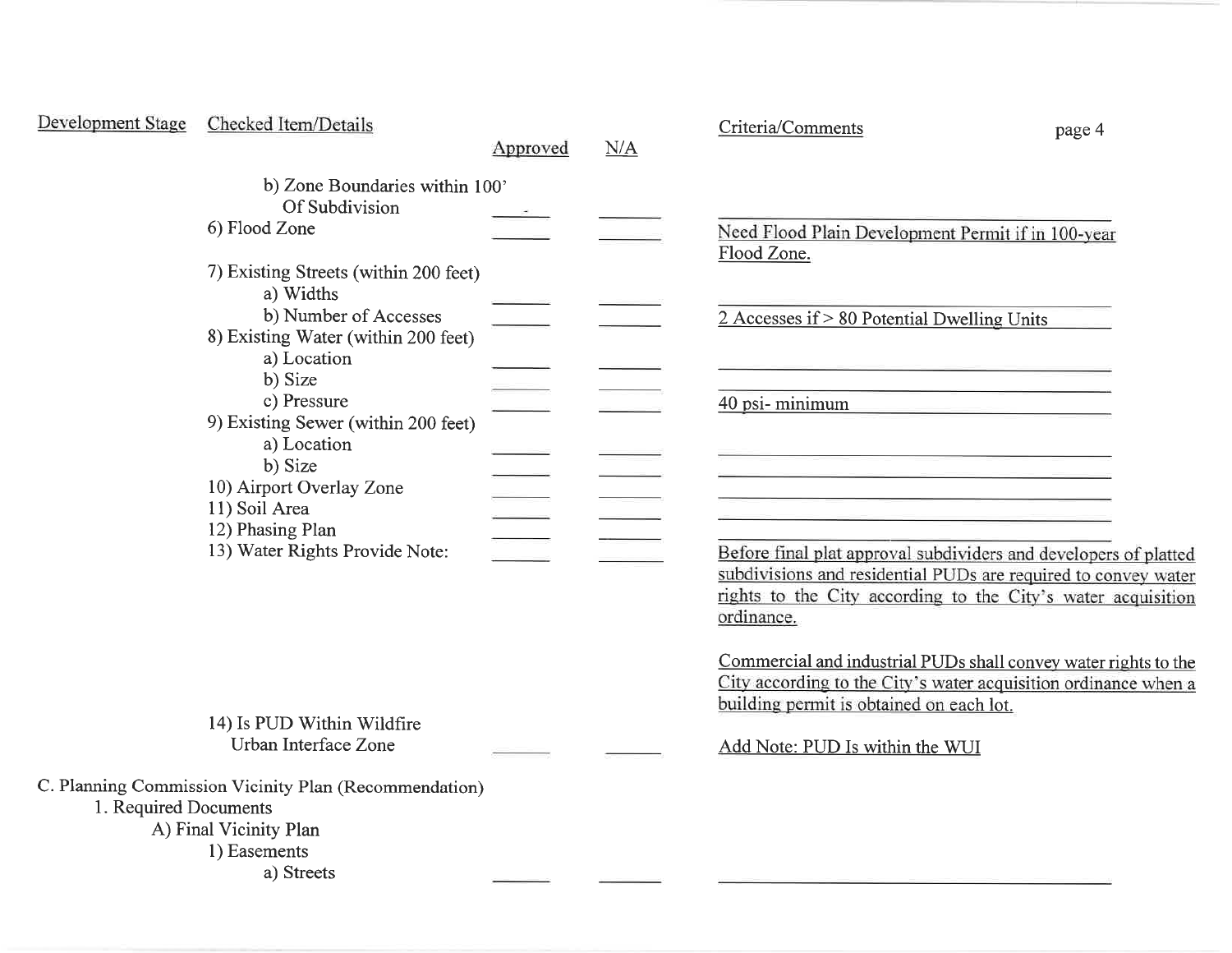| Development Stage | Checked Item/Details | Approved | N/A | Criteria/Comments |
| --- | --- | --- | --- | --- |
| | b) Zone Boundaries within 100' Of Subdivision | | | |
| | 6) Flood Zone | | | Need Flood Plain Development Permit if in 100-year Flood Zone. |
| | 7) Existing Streets (within 200 feet) | | | |
| | a) Widths | | | |
| | b) Number of Accesses | | | 2 Accesses if > 80 Potential Dwelling Units |
| | 8) Existing Water (within 200 feet) | | | |
| | a) Location | | | |
| | b) Size | | | |
| | c) Pressure | | | 40 psi- minimum |
| | 9) Existing Sewer (within 200 feet) | | | |
| | a) Location | | | |
| | b) Size | | | |
| | 10) Airport Overlay Zone | | | |
| | 11) Soil Area | | | |
| | 12) Phasing Plan | | | |
| | 13) Water Rights Provide Note: | | | Before final plat approval subdividers and developers of platted subdivisions and residential PUDs are required to convey water rights to the City according to the City's water acquisition ordinance.<br><br>Commercial and industrial PUDs shall convey water rights to the City according to the City's water acquisition ordinance when a building permit is obtained on each lot. |
| | 14) Is PUD Within Wildfire Urban Interface Zone | | | Add Note: PUD Is within the WUI |
| C. Planning Commission Vicinity Plan (Recommendation) | | | | |
| | 1. Required Documents | | | |
| | A) Final Vicinity Plan | | | |
| | 1) Easements | | | |
| | a) Streets | | | |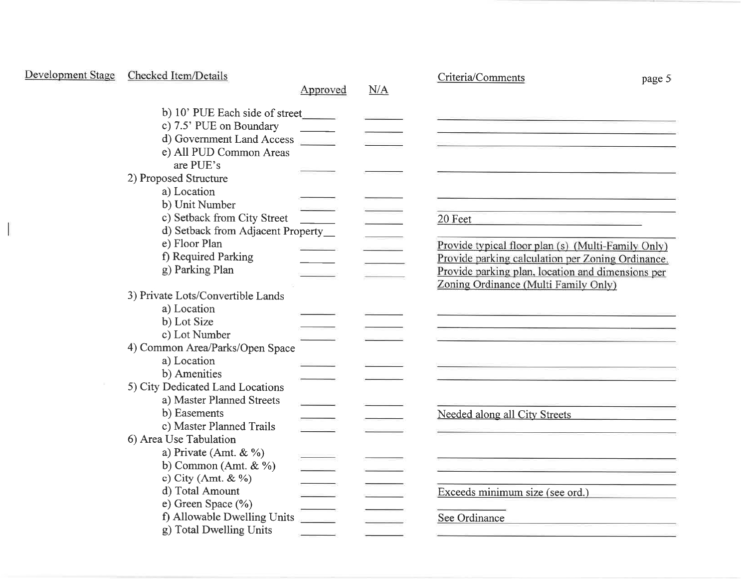| Development Stage | Checked Item/Details | Approved | N/A | Criteria/Comments |
|---|---|---|---|---|
| | b) 10' PUE Each side of street | | | |
| | c) 7.5' PUE on Boundary | | | |
| | d) Government Land Access | | | |
| | e) All PUD Common Areas are PUE's | | | |
| | 2) Proposed Structure | | | |
| | a) Location | | | |
| | b) Unit Number | | | |
| | c) Setback from City Street | | | 20 Feet |
| | d) Setback from Adjacent Property | | | |
| | e) Floor Plan | | | Provide typical floor plan (s) (Multi-Family Only) |
| | f) Required Parking | | | Provide parking calculation per Zoning Ordinance. |
| | g) Parking Plan | | | Provide parking plan, location and dimensions per Zoning Ordinance (Multi Family Only) |
| | 3) Private Lots/Convertible Lands | | | |
| | a) Location | | | |
| | b) Lot Size | | | |
| | c) Lot Number | | | |
| | 4) Common Area/Parks/Open Space | | | |
| | a) Location | | | |
| | b) Amenities | | | |
| | 5) City Dedicated Land Locations | | | |
| | a) Master Planned Streets | | | |
| | b) Easements | | | Needed along all City Streets |
| | c) Master Planned Trails | | | |
| | 6) Area Use Tabulation | | | |
| | a) Private (Amt. & %) | | | |
| | b) Common (Amt. & %) | | | |
| | c) City (Amt. & %) | | | |
| | d) Total Amount | | | Exceeds minimum size (see ord.) |
| | e) Green Space (%) | | | |
| | f) Allowable Dwelling Units | | | See Ordinance |
| | g) Total Dwelling Units | | | |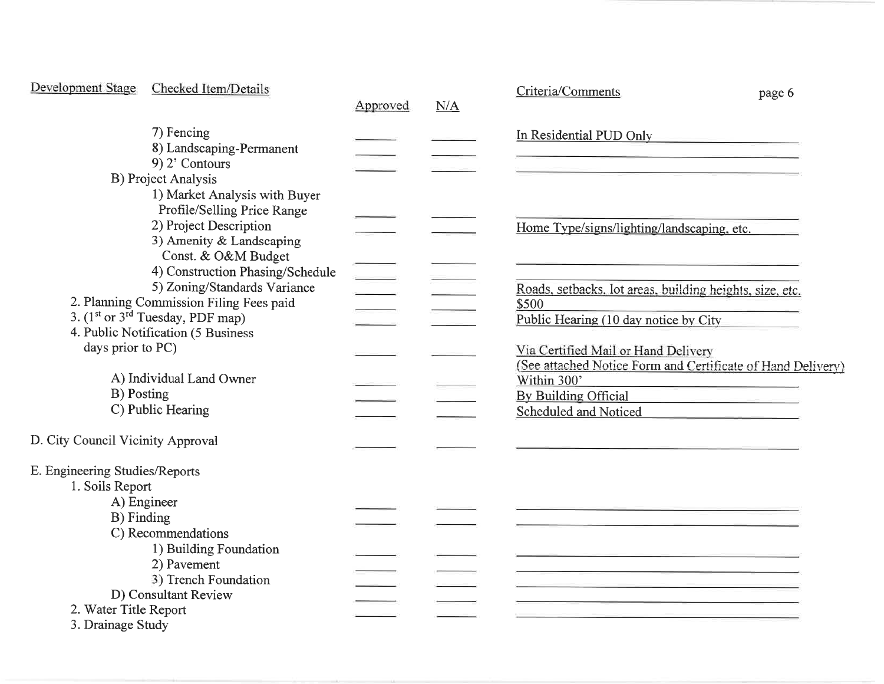| Development Stage | Checked Item/Details | Approved | N/A | Criteria/Comments |
|---|---|---|---|---|
| | 7) Fencing | ______ | ______ | In Residential PUD Only |
| | 8) Landscaping-Permanent | ______ | ______ | |
| | 9) 2' Contours | ______ | ______ | |
| | B) Project Analysis | | | |
| | 1) Market Analysis with Buyer Profile/Selling Price Range | ______ | ______ | |
| | 2) Project Description | ______ | ______ | Home Type/signs/lighting/landscaping, etc. |
| | 3) Amenity & Landscaping Const. & O&M Budget | ______ | ______ | |
| | 4) Construction Phasing/Schedule | ______ | ______ | |
| | 5) Zoning/Standards Variance | ______ | ______ | Roads, setbacks, lot areas, building heights, size, etc. |
| | 2. Planning Commission Filing Fees paid | ______ | ______ | $500 |
| | 3. (1st or 3rd Tuesday, PDF map) | ______ | ______ | Public Hearing (10 day notice by City |
| | 4. Public Notification (5 Business days prior to PC) | ______ | ______ | Via Certified Mail or Hand Delivery (See attached Notice Form and Certificate of Hand Delivery) |
| | A) Individual Land Owner | ______ | ______ | Within 300' |
| | B) Posting | ______ | ______ | By Building Official |
| | C) Public Hearing | ______ | ______ | Scheduled and Noticed |
| D. City Council Vicinity Approval | | ______ | ______ | |
| E. Engineering Studies/Reports | | | | |
| | 1. Soils Report | | | |
| | A) Engineer | ______ | ______ | |
| | B) Finding | ______ | ______ | |
| | C) Recommendations | | | |
| | 1) Building Foundation | ______ | ______ | |
| | 2) Pavement | ______ | ______ | |
| | 3) Trench Foundation | ______ | ______ | |
| | D) Consultant Review | ______ | ______ | |
| | 2. Water Title Report | ______ | ______ | |
| | 3. Drainage Study | | | |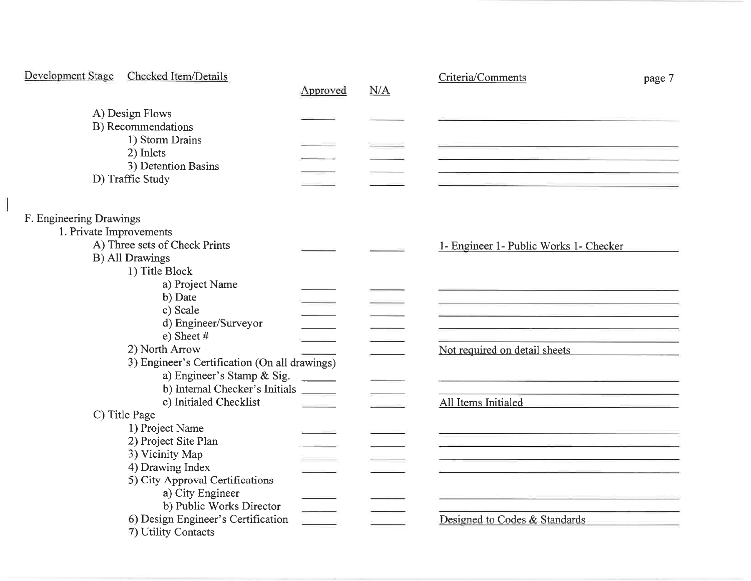| Development Stage | Checked Item/Details | Approved | N/A | Criteria/Comments |
|---|---|---|---|---|
| | A) Design Flows | | | |
| | B) Recommendations | | | |
| | 1) Storm Drains | | | |
| | 2) Inlets | | | |
| | 3) Detention Basins | | | |
| | D) Traffic Study | | | |
| F. Engineering Drawings | | | | |
| | 1. Private Improvements | | | |
| | A) Three sets of Check Prints | | | 1- Engineer 1- Public Works 1- Checker |
| | B) All Drawings | | | |
| | 1) Title Block | | | |
| | a) Project Name | | | |
| | b) Date | | | |
| | c) Scale | | | |
| | d) Engineer/Surveyor | | | |
| | e) Sheet # | | | |
| | 2) North Arrow | | | Not required on detail sheets |
| | 3) Engineer's Certification (On all drawings) | | | |
| | a) Engineer's Stamp & Sig. | | | |
| | b) Internal Checker's Initials | | | |
| | c) Initialed Checklist | | | All Items Initialed |
| | C) Title Page | | | |
| | 1) Project Name | | | |
| | 2) Project Site Plan | | | |
| | 3) Vicinity Map | | | |
| | 4) Drawing Index | | | |
| | 5) City Approval Certifications | | | |
| | a) City Engineer | | | |
| | b) Public Works Director | | | |
| | 6) Design Engineer's Certification | | | Designed to Codes & Standards |
| | 7) Utility Contacts | | | |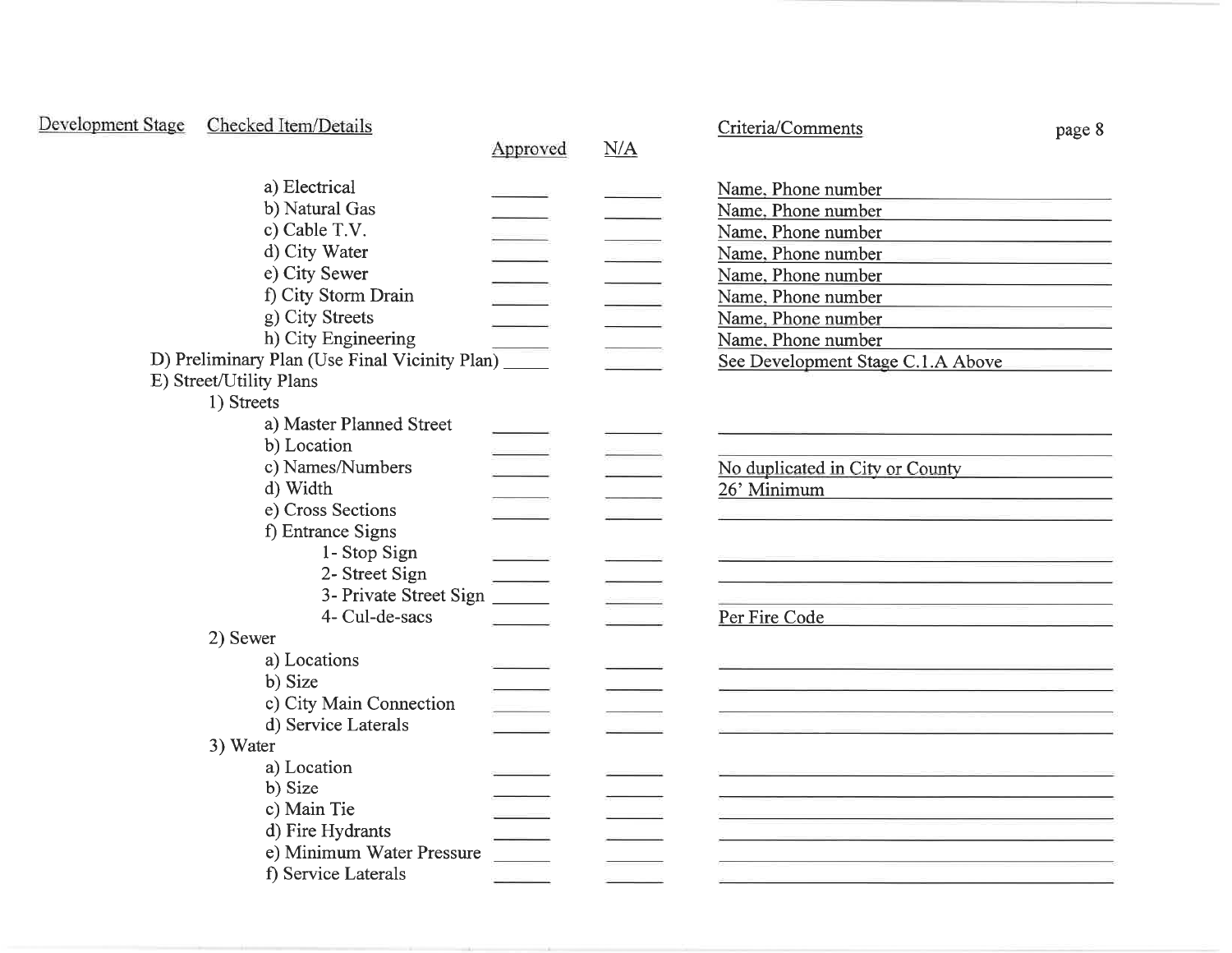| Development Stage | Checked Item/Details | Approved | N/A | Criteria/Comments |
|---|---|---|---|---|
| | a) Electrical | | | Name, Phone number |
| | b) Natural Gas | | | Name, Phone number |
| | c) Cable T.V. | | | Name, Phone number |
| | d) City Water | | | Name, Phone number |
| | e) City Sewer | | | Name, Phone number |
| | f) City Storm Drain | | | Name, Phone number |
| | g) City Streets | | | Name, Phone number |
| | h) City Engineering | | | Name, Phone number |
| | D) Preliminary Plan (Use Final Vicinity Plan) | | | See Development Stage C.1.A Above |
| | E) Street/Utility Plans | | | |
| | 1) Streets | | | |
| | a) Master Planned Street | | | |
| | b) Location | | | |
| | c) Names/Numbers | | | No duplicated in City or County |
| | d) Width | | | 26' Minimum |
| | e) Cross Sections | | | |
| | f) Entrance Signs | | | |
| | 1- Stop Sign | | | |
| | 2- Street Sign | | | |
| | 3- Private Street Sign | | | |
| | 4- Cul-de-sacs | | | Per Fire Code |
| | 2) Sewer | | | |
| | a) Locations | | | |
| | b) Size | | | |
| | c) City Main Connection | | | |
| | d) Service Laterals | | | |
| | 3) Water | | | |
| | a) Location | | | |
| | b) Size | | | |
| | c) Main Tie | | | |
| | d) Fire Hydrants | | | |
| | e) Minimum Water Pressure | | | |
| | f) Service Laterals | | | |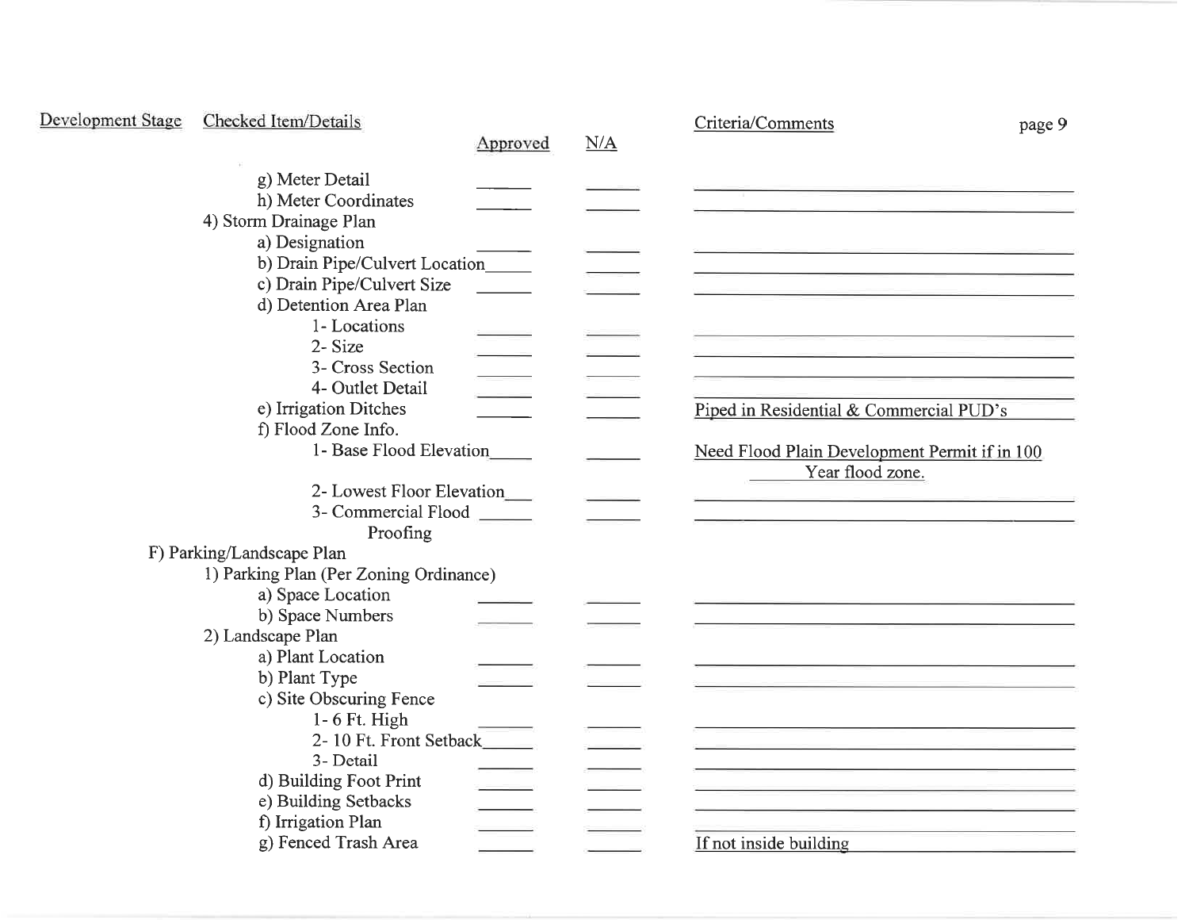| Development Stage | Checked Item/Details | Approved | N/A | Criteria/Comments |
|---|---|---|---|---|
| | g) Meter Detail | | | |
| | h) Meter Coordinates | | | |
| | 4) Storm Drainage Plan | | | |
| | a) Designation | | | |
| | b) Drain Pipe/Culvert Location | | | |
| | c) Drain Pipe/Culvert Size | | | |
| | d) Detention Area Plan | | | |
| | 1- Locations | | | |
| | 2- Size | | | |
| | 3- Cross Section | | | |
| | 4- Outlet Detail | | | |
| | e) Irrigation Ditches | | | Piped in Residential & Commercial PUD's |
| | f) Flood Zone Info. | | | |
| | 1- Base Flood Elevation | | | Need Flood Plain Development Permit if in 100 Year flood zone. |
| | 2- Lowest Floor Elevation | | | |
| | 3- Commercial Flood Proofing | | | |
| | F) Parking/Landscape Plan | | | |
| | 1) Parking Plan (Per Zoning Ordinance) | | | |
| | a) Space Location | | | |
| | b) Space Numbers | | | |
| | 2) Landscape Plan | | | |
| | a) Plant Location | | | |
| | b) Plant Type | | | |
| | c) Site Obscuring Fence | | | |
| | 1- 6 Ft. High | | | |
| | 2- 10 Ft. Front Setback | | | |
| | 3- Detail | | | |
| | d) Building Foot Print | | | |
| | e) Building Setbacks | | | |
| | f) Irrigation Plan | | | |
| | g) Fenced Trash Area | | | If not inside building |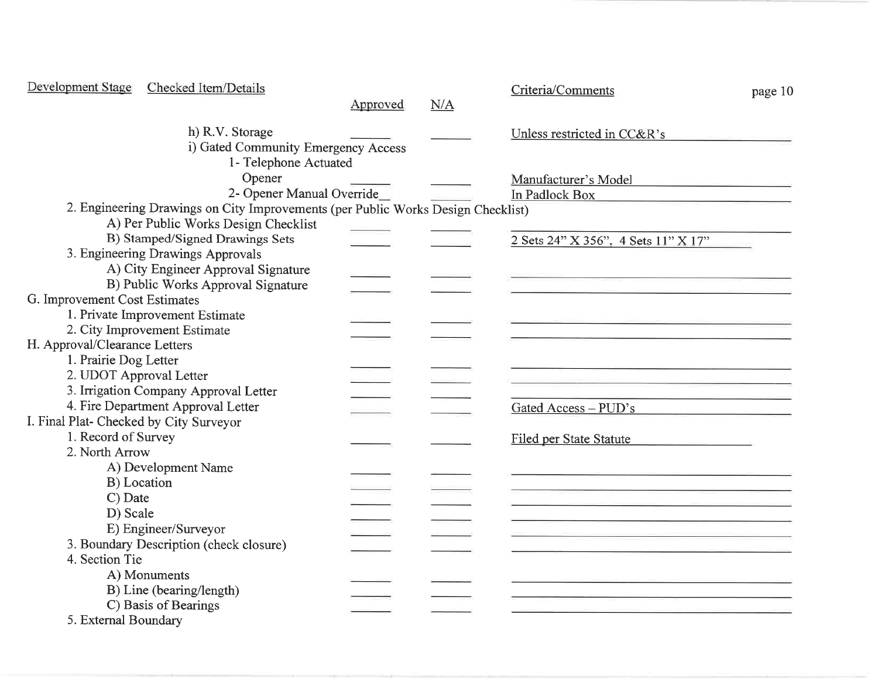| Development Stage | Checked Item/Details | Approved | N/A | Criteria/Comments |
|---|---|---|---|---|
| | h) R.V. Storage | ______ | ______ | Unless restricted in CC&R's |
| | i) Gated Community Emergency Access | | | |
| | 1- Telephone Actuated Opener | ______ | ______ | Manufacturer's Model |
| | 2- Opener Manual Override | ______ | ______ | In Padlock Box |
| 2. Engineering Drawings on City Improvements (per Public Works Design Checklist) | | | | |
| | A) Per Public Works Design Checklist | ______ | ______ | |
| | B) Stamped/Signed Drawings Sets | ______ | ______ | 2 Sets 24" X 356", 4 Sets 11" X 17" |
| 3. Engineering Drawings Approvals | | | | |
| | A) City Engineer Approval Signature | ______ | ______ | |
| | B) Public Works Approval Signature | ______ | ______ | |
| G. Improvement Cost Estimates | | | | |
| | 1. Private Improvement Estimate | ______ | ______ | |
| | 2. City Improvement Estimate | ______ | ______ | |
| H. Approval/Clearance Letters | | | | |
| | 1. Prairie Dog Letter | ______ | ______ | |
| | 2. UDOT Approval Letter | ______ | ______ | |
| | 3. Irrigation Company Approval Letter | ______ | ______ | |
| | 4. Fire Department Approval Letter | ______ | ______ | Gated Access – PUD's |
| I. Final Plat- Checked by City Surveyor | | | | |
| | 1. Record of Survey | ______ | ______ | Filed per State Statute |
| | 2. North Arrow | | | |
| | A) Development Name | ______ | ______ | |
| | B) Location | ______ | ______ | |
| | C) Date | ______ | ______ | |
| | D) Scale | ______ | ______ | |
| | E) Engineer/Surveyor | ______ | ______ | |
| | 3. Boundary Description (check closure) | ______ | ______ | |
| | 4. Section Tie | | | |
| | A) Monuments | ______ | ______ | |
| | B) Line (bearing/length) | ______ | ______ | |
| | C) Basis of Bearings | ______ | ______ | |
| | 5. External Boundary | | | |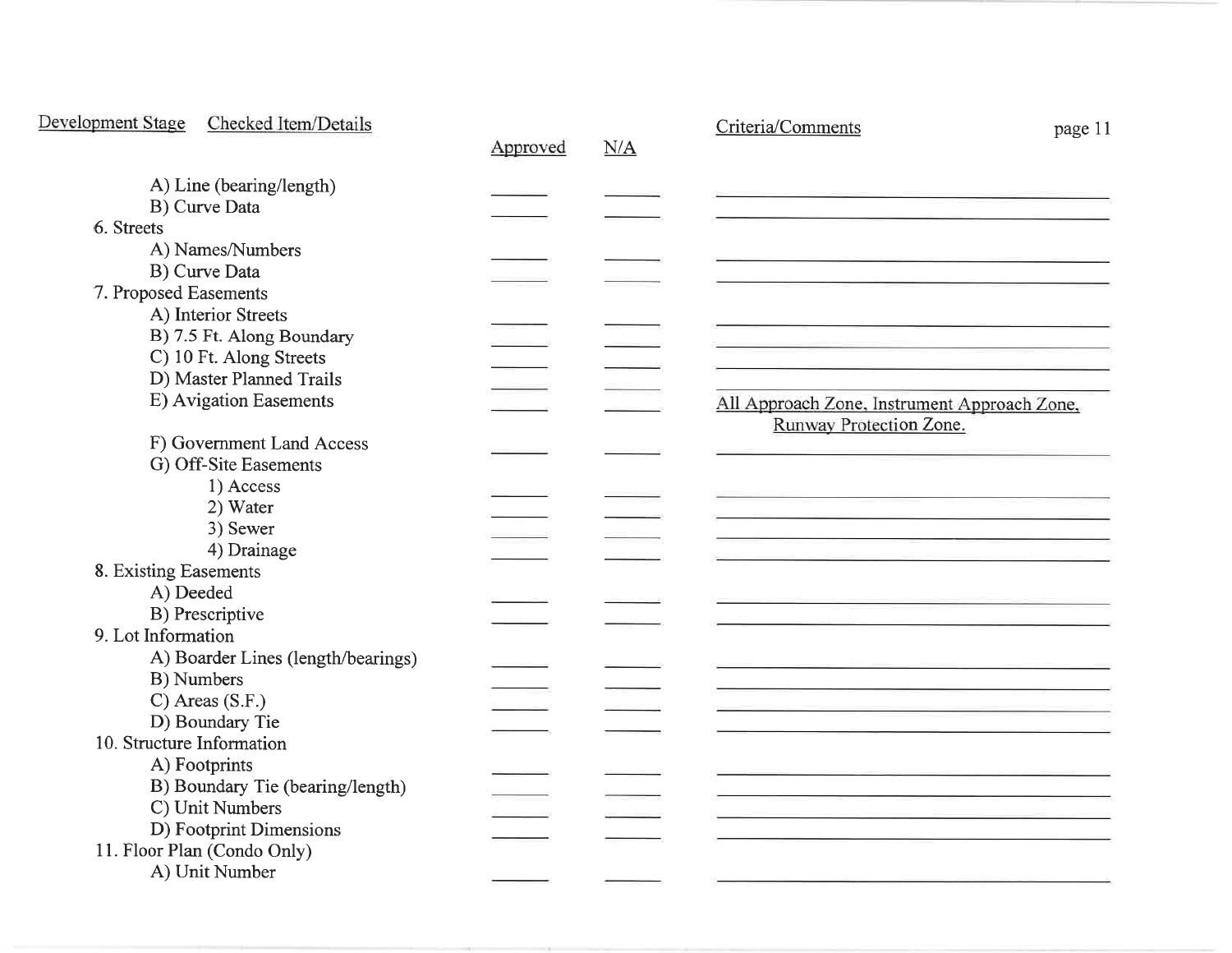| Development Stage | Checked Item/Details | Approved | N/A | Criteria/Comments |
|---|---|---|---|---|
| | A) Line (bearing/length) | ______ | ______ | |
| | B) Curve Data | ______ | ______ | |
| | 6. Streets | | | |
| | A) Names/Numbers | ______ | ______ | |
| | B) Curve Data | ______ | ______ | |
| | 7. Proposed Easements | | | |
| | A) Interior Streets | ______ | ______ | |
| | B) 7.5 Ft. Along Boundary | ______ | ______ | |
| | C) 10 Ft. Along Streets | ______ | ______ | |
| | D) Master Planned Trails | ______ | ______ | |
| | E) Avigation Easements | ______ | ______ | All Approach Zone, Instrument Approach Zone, Runway Protection Zone. |
| | F) Government Land Access | ______ | ______ | |
| | G) Off-Site Easements | | | |
| | 1) Access | ______ | ______ | |
| | 2) Water | ______ | ______ | |
| | 3) Sewer | ______ | ______ | |
| | 4) Drainage | ______ | ______ | |
| | 8. Existing Easements | | | |
| | A) Deeded | ______ | ______ | |
| | B) Prescriptive | ______ | ______ | |
| | 9. Lot Information | | | |
| | A) Boarder Lines (length/bearings) | ______ | ______ | |
| | B) Numbers | ______ | ______ | |
| | C) Areas (S.F.) | ______ | ______ | |
| | D) Boundary Tie | ______ | ______ | |
| | 10. Structure Information | | | |
| | A) Footprints | ______ | ______ | |
| | B) Boundary Tie (bearing/length) | ______ | ______ | |
| | C) Unit Numbers | ______ | ______ | |
| | D) Footprint Dimensions | ______ | ______ | |
| | 11. Floor Plan (Condo Only) | | | |
| | A) Unit Number | ______ | ______ | |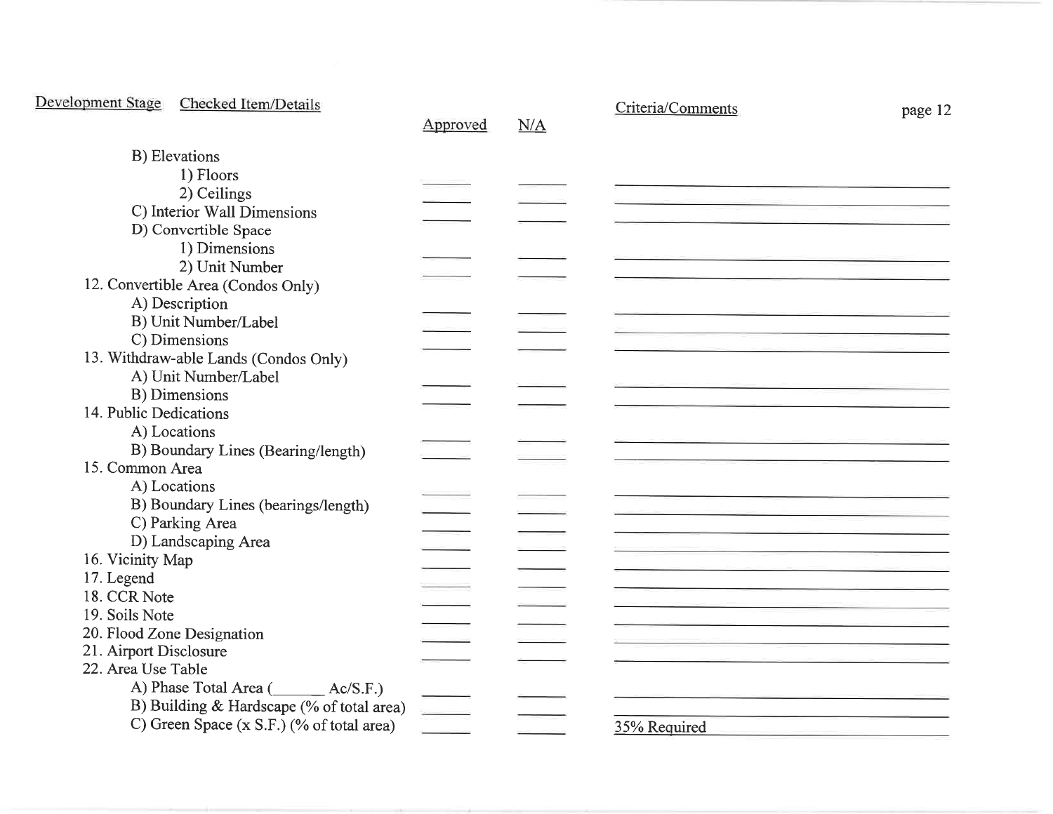| Development Stage | Checked Item/Details | Approved | N/A | Criteria/Comments |
|---|---|---|---|---|
| | B) Elevations | | | |
| | 1) Floors | ______ | ______ | |
| | 2) Ceilings | ______ | ______ | |
| | C) Interior Wall Dimensions | ______ | ______ | |
| | D) Convertible Space | | | |
| | 1) Dimensions | ______ | ______ | |
| | 2) Unit Number | ______ | ______ | |
| | 12. Convertible Area (Condos Only) | | | |
| | A) Description | ______ | ______ | |
| | B) Unit Number/Label | ______ | ______ | |
| | C) Dimensions | ______ | ______ | |
| | 13. Withdraw-able Lands (Condos Only) | | | |
| | A) Unit Number/Label | ______ | ______ | |
| | B) Dimensions | ______ | ______ | |
| | 14. Public Dedications | | | |
| | A) Locations | ______ | ______ | |
| | B) Boundary Lines (Bearing/length) | ______ | ______ | |
| | 15. Common Area | | | |
| | A) Locations | ______ | ______ | |
| | B) Boundary Lines (bearings/length) | ______ | ______ | |
| | C) Parking Area | ______ | ______ | |
| | D) Landscaping Area | ______ | ______ | |
| | 16. Vicinity Map | ______ | ______ | |
| | 17. Legend | ______ | ______ | |
| | 18. CCR Note | ______ | ______ | |
| | 19. Soils Note | ______ | ______ | |
| | 20. Flood Zone Designation | ______ | ______ | |
| | 21. Airport Disclosure | ______ | ______ | |
| | 22. Area Use Table | | | |
| | A) Phase Total Area (______ Ac/S.F.) | ______ | ______ | |
| | B) Building & Hardscape (% of total area) | ______ | ______ | |
| | C) Green Space (x S.F.) (% of total area) | ______ | ______ | 35% Required |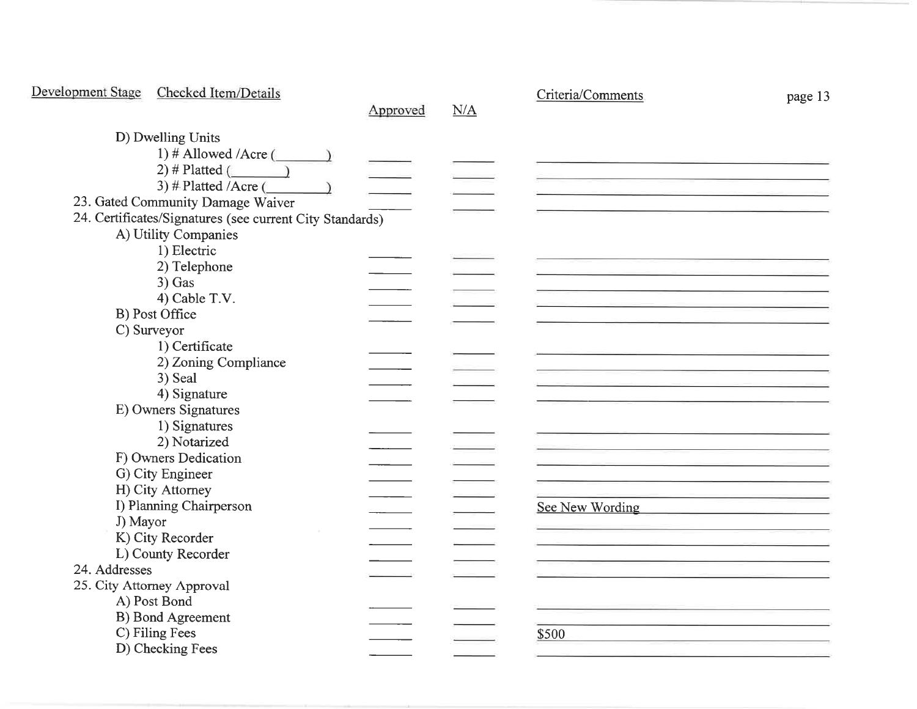| Development Stage | Checked Item/Details | Approved | N/A | Criteria/Comments |
|---|---|---|---|---|
| | D) Dwelling Units | | | |
| | 1) # Allowed /Acre (________) | ______ | ______ | |
| | 2) # Platted (________) | ______ | ______ | |
| | 3) # Platted /Acre (________) | ______ | ______ | |
| | 23. Gated Community Damage Waiver | ______ | ______ | |
| | 24. Certificates/Signatures (see current City Standards) | | | |
| | A) Utility Companies | | | |
| | 1) Electric | ______ | ______ | |
| | 2) Telephone | ______ | ______ | |
| | 3) Gas | ______ | ______ | |
| | 4) Cable T.V. | ______ | ______ | |
| | B) Post Office | ______ | ______ | |
| | C) Surveyor | | | |
| | 1) Certificate | ______ | ______ | |
| | 2) Zoning Compliance | ______ | ______ | |
| | 3) Seal | ______ | ______ | |
| | 4) Signature | ______ | ______ | |
| | E) Owners Signatures | | | |
| | 1) Signatures | ______ | ______ | |
| | 2) Notarized | ______ | ______ | |
| | F) Owners Dedication | ______ | ______ | |
| | G) City Engineer | ______ | ______ | |
| | H) City Attorney | ______ | ______ | |
| | I) Planning Chairperson | ______ | ______ | See New Wording |
| | J) Mayor | ______ | ______ | |
| | K) City Recorder | ______ | ______ | |
| | L) County Recorder | ______ | ______ | |
| | 24. Addresses | ______ | ______ | |
| | 25. City Attorney Approval | | | |
| | A) Post Bond | ______ | ______ | |
| | B) Bond Agreement | ______ | ______ | |
| | C) Filing Fees | ______ | ______ | $500 |
| | D) Checking Fees | ______ | ______ | |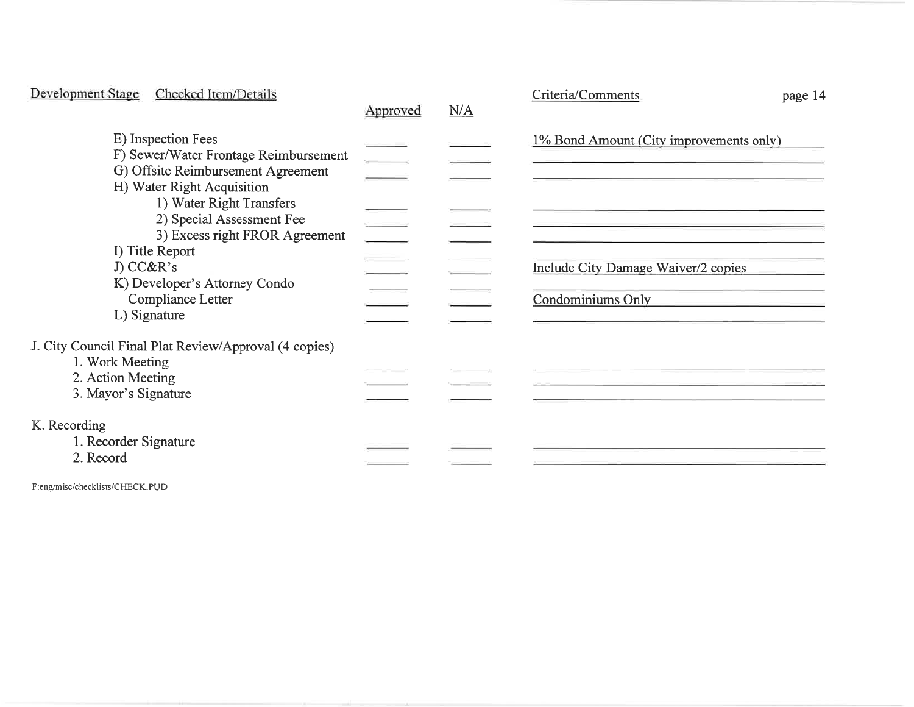| Development Stage | Checked Item/Details | Approved | N/A | Criteria/Comments |
|---|---|---|---|---|
| | E) Inspection Fees | | | 1% Bond Amount (City improvements only) |
| | F) Sewer/Water Frontage Reimbursement | | | |
| | G) Offsite Reimbursement Agreement | | | |
| | H) Water Right Acquisition | | | |
| | 1) Water Right Transfers | | | |
| | 2) Special Assessment Fee | | | |
| | 3) Excess right FROR Agreement | | | |
| | I) Title Report | | | |
| | J) CC&R's | | | Include City Damage Waiver/2 copies |
| | K) Developer's Attorney Condo Compliance Letter | | | Condominiums Only |
| | L) Signature | | | |
| J. City Council Final Plat Review/Approval (4 copies) | | | | |
| | 1. Work Meeting | | | |
| | 2. Action Meeting | | | |
| | 3. Mayor's Signature | | | |
| K. Recording | | | | |
| | 1. Recorder Signature | | | |
| | 2. Record | | | |

F:eng/misc/checklists/CHECK.PUD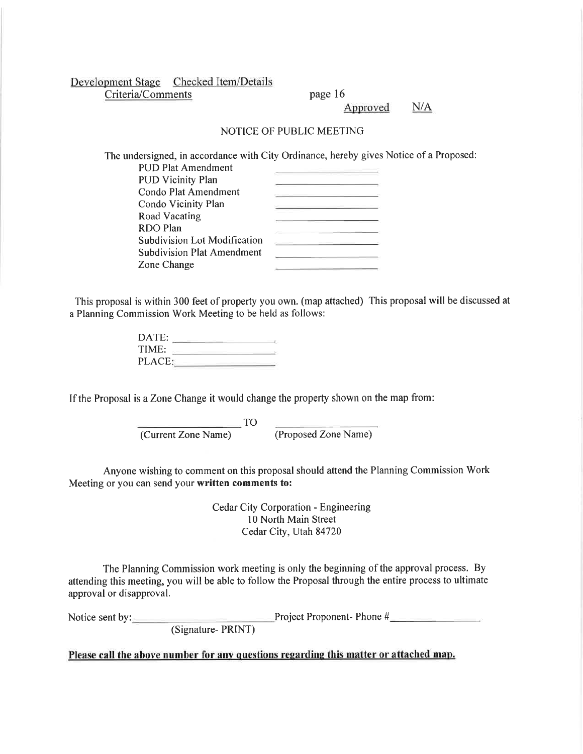Development Stage Checked Item/Details
Criteria/Comments Approved N/A

## NOTICE OF PUBLIC MEETING

The undersigned, in accordance with City Ordinance, hereby gives Notice of a Proposed:

| | |
|---|---|
| PUD Plat Amendment | ____________ |
| PUD Vicinity Plan | ____________ |
| Condo Plat Amendment | ____________ |
| Condo Vicinity Plan | ____________ |
| Road Vacating | ____________ |
| RDO Plan | ____________ |
| Subdivision Lot Modification | ____________ |
| Subdivision Plat Amendment | ____________ |
| Zone Change | ____________ |

This proposal is within 300 feet of property you own. (map attached) This proposal will be discussed at a Planning Commission Work Meeting to be held as follows:

DATE: ____________
TIME: ____________
PLACE: ____________

If the Proposal is a Zone Change it would change the property shown on the map from:

____________ TO ____________
(Current Zone Name) (Proposed Zone Name)

Anyone wishing to comment on this proposal should attend the Planning Commission Work Meeting or you can send your **written comments to:**

Cedar City Corporation - Engineering
10 North Main Street
Cedar City, Utah 84720

The Planning Commission work meeting is only the beginning of the approval process. By attending this meeting, you will be able to follow the Proposal through the entire process to ultimate approval or disapproval.

Notice sent by: ____________ Project Proponent- Phone # ____________
(Signature- PRINT)

**Please call the above number for any questions regarding this matter or attached map.**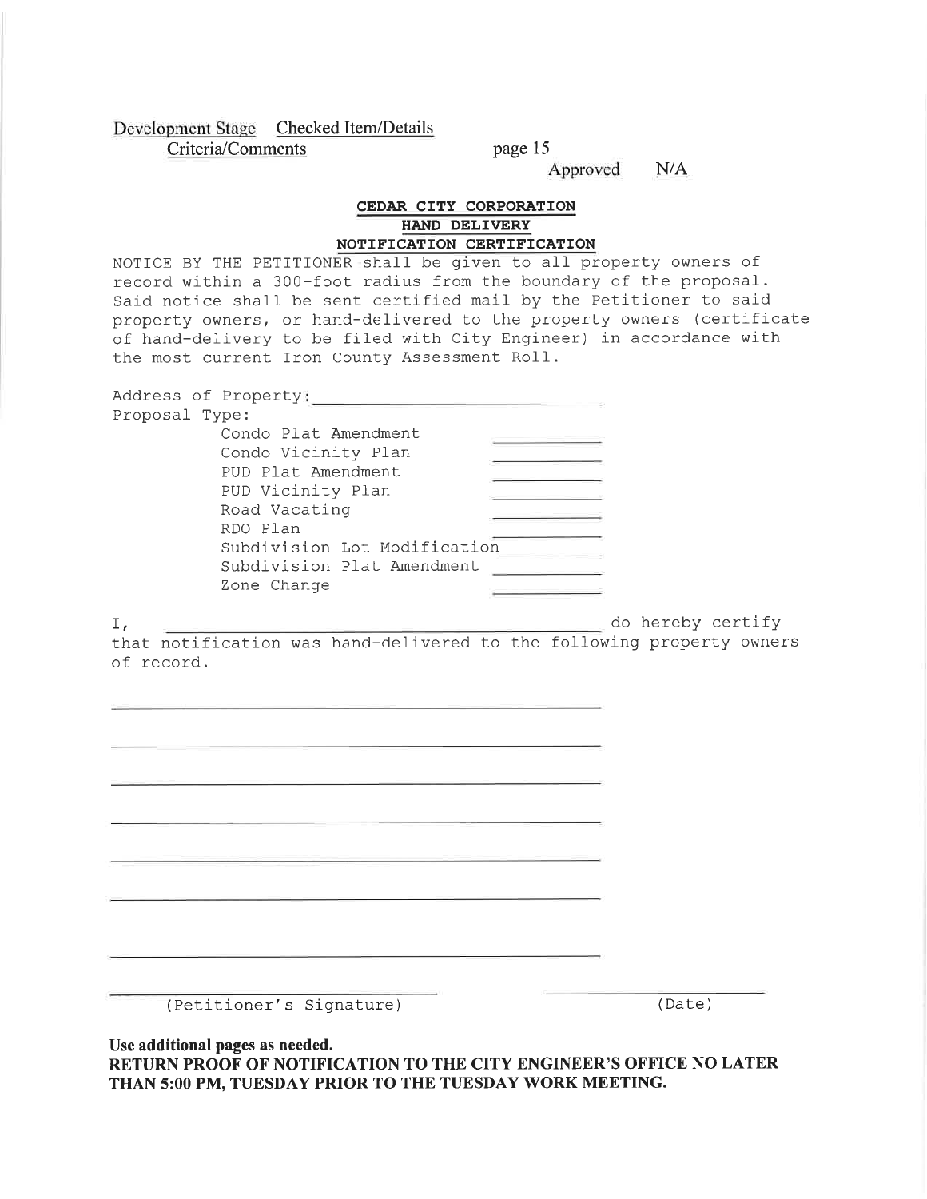Development Stage Checked Item/Details
Criteria/Comments

Approved N/A

## CEDAR CITY CORPORATION
## HAND DELIVERY
## NOTIFICATION CERTIFICATION

NOTICE BY THE PETITIONER shall be given to all property owners of record within a 300-foot radius from the boundary of the proposal. Said notice shall be sent certified mail by the Petitioner to said property owners, or hand-delivered to the property owners (certificate of hand-delivery to be filed with City Engineer) in accordance with the most current Iron County Assessment Roll.

Address of Property: ______________________________

Proposal Type:

- Condo Plat Amendment ___________
- Condo Vicinity Plan ___________
- PUD Plat Amendment ___________
- PUD Vicinity Plan ___________
- Road Vacating ___________
- RDO Plan ___________
- Subdivision Lot Modification ___________
- Subdivision Plat Amendment ___________
- Zone Change ___________

I, ______________________________ do hereby certify that notification was hand-delivered to the following property owners of record.

______________________________

______________________________

______________________________

______________________________

______________________________

______________________________

______________________________

______________________________ (Petitioner's Signature)

______________________________ (Date)

**Use additional pages as needed.**

**RETURN PROOF OF NOTIFICATION TO THE CITY ENGINEER'S OFFICE NO LATER THAN 5:00 PM, TUESDAY PRIOR TO THE TUESDAY WORK MEETING.**